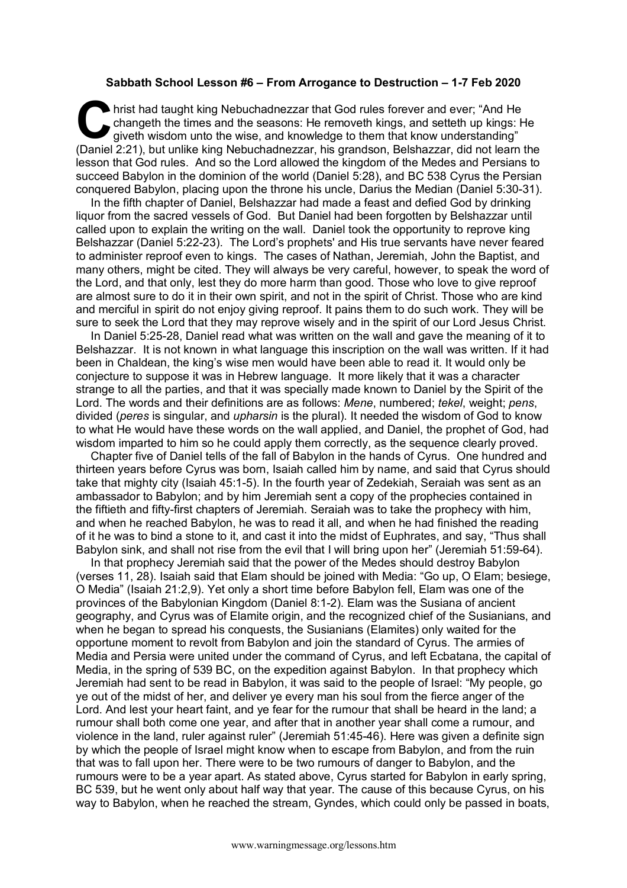**Sabbath School Lesson #6 – From Arrogance to Destruction – 1-7 Feb 2020**

Christ had taught king Nebuchadnezzar that God rules forever and ever; "And He changeth the times and the seasons: He removeth kings, and setteth up kings: He giveth wisdom unto the wise, and knowledge to them that know understanding" (Daniel 2:21), but unlike king Nebuchadnezzar, his grandson, Belshazzar, did not learn the lesson that God rules. And so the Lord allowed the kingdom of the Medes and Persians to succeed Babylon in the dominion of the world (Daniel 5:28), and BC 538 Cyrus the Persian conquered Babylon, placing upon the throne his uncle, Darius the Median (Daniel 5:30-31).

In the fifth chapter of Daniel, Belshazzar had made a feast and defied God by drinking liquor from the sacred vessels of God. But Daniel had been forgotten by Belshazzar until called upon to explain the writing on the wall. Daniel took the opportunity to reprove king Belshazzar (Daniel 5:22-23). The Lord's prophets' and His true servants have never feared to administer reproof even to kings. The cases of Nathan, Jeremiah, John the Baptist, and many others, might be cited. They will always be very careful, however, to speak the word of the Lord, and that only, lest they do more harm than good. Those who love to give reproof are almost sure to do it in their own spirit, and not in the spirit of Christ. Those who are kind and merciful in spirit do not enjoy giving reproof. It pains them to do such work. They will be sure to seek the Lord that they may reprove wisely and in the spirit of our Lord Jesus Christ.

In Daniel 5:25-28, Daniel read what was written on the wall and gave the meaning of it to Belshazzar. It is not known in what language this inscription on the wall was written. If it had been in Chaldean, the king's wise men would have been able to read it. It would only be conjecture to suppose it was in Hebrew language. It more likely that it was a character strange to all the parties, and that it was specially made known to Daniel by the Spirit of the Lord. The words and their definitions are as follows: *Mene*, numbered; *tekel*, weight; *pens*, divided (*peres* is singular, and *upharsin* is the plural). It needed the wisdom of God to know to what He would have these words on the wall applied, and Daniel, the prophet of God, had wisdom imparted to him so he could apply them correctly, as the sequence clearly proved.

Chapter five of Daniel tells of the fall of Babylon in the hands of Cyrus. One hundred and thirteen years before Cyrus was born, Isaiah called him by name, and said that Cyrus should take that mighty city (Isaiah 45:1-5). In the fourth year of Zedekiah, Seraiah was sent as an ambassador to Babylon; and by him Jeremiah sent a copy of the prophecies contained in the fiftieth and fifty-first chapters of Jeremiah. Seraiah was to take the prophecy with him, and when he reached Babylon, he was to read it all, and when he had finished the reading of it he was to bind a stone to it, and cast it into the midst of Euphrates, and say, "Thus shall Babylon sink, and shall not rise from the evil that I will bring upon her" (Jeremiah 51:59-64).

In that prophecy Jeremiah said that the power of the Medes should destroy Babylon (verses 11, 28). Isaiah said that Elam should be joined with Media: "Go up, O Elam; besiege, O Media" (Isaiah 21:2,9). Yet only a short time before Babylon fell, Elam was one of the provinces of the Babylonian Kingdom (Daniel 8:1-2). Elam was the Susiana of ancient geography, and Cyrus was of Elamite origin, and the recognized chief of the Susianians, and when he began to spread his conquests, the Susianians (Elamites) only waited for the opportune moment to revolt from Babylon and join the standard of Cyrus. The armies of Media and Persia were united under the command of Cyrus, and left Ecbatana, the capital of Media, in the spring of 539 BC, on the expedition against Babylon. In that prophecy which Jeremiah had sent to be read in Babylon, it was said to the people of Israel: "My people, go ye out of the midst of her, and deliver ye every man his soul from the fierce anger of the Lord. And lest your heart faint, and ye fear for the rumour that shall be heard in the land; a rumour shall both come one year, and after that in another year shall come a rumour, and violence in the land, ruler against ruler" (Jeremiah 51:45-46). Here was given a definite sign by which the people of Israel might know when to escape from Babylon, and from the ruin that was to fall upon her. There were to be two rumours of danger to Babylon, and the rumours were to be a year apart. As stated above, Cyrus started for Babylon in early spring, BC 539, but he went only about half way that year. The cause of this because Cyrus, on his way to Babylon, when he reached the stream, Gyndes, which could only be passed in boats,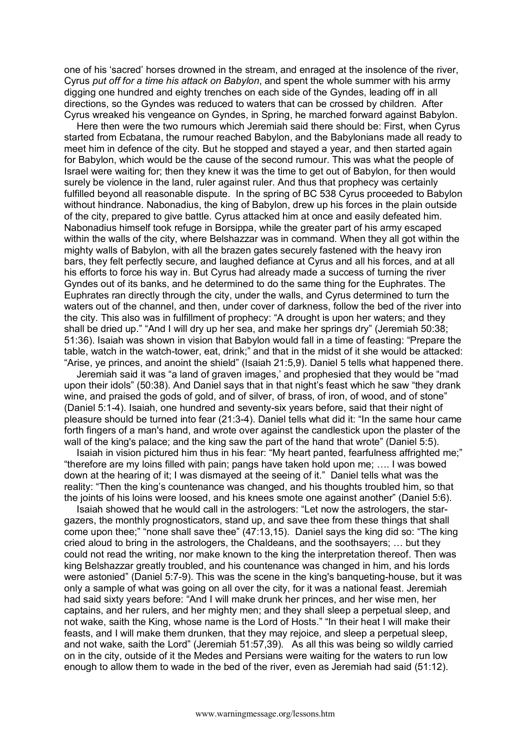one of his 'sacred' horses drowned in the stream, and enraged at the insolence of the river, Cyrus *put off for a time his attack on Babylon*, and spent the whole summer with his army digging one hundred and eighty trenches on each side of the Gyndes, leading off in all directions, so the Gyndes was reduced to waters that can be crossed by children. After Cyrus wreaked his vengeance on Gyndes, in Spring, he marched forward against Babylon.

Here then were the two rumours which Jeremiah said there should be: First, when Cyrus started from Ecbatana, the rumour reached Babylon, and the Babylonians made all ready to meet him in defence of the city. But he stopped and stayed a year, and then started again for Babylon, which would be the cause of the second rumour. This was what the people of Israel were waiting for; then they knew it was the time to get out of Babylon, for then would surely be violence in the land, ruler against ruler. And thus that prophecy was certainly fulfilled beyond all reasonable dispute. In the spring of BC 538 Cyrus proceeded to Babylon without hindrance. Nabonadius, the king of Babylon, drew up his forces in the plain outside of the city, prepared to give battle. Cyrus attacked him at once and easily defeated him. Nabonadius himself took refuge in Borsippa, while the greater part of his army escaped within the walls of the city, where Belshazzar was in command. When they all got within the mighty walls of Babylon, with all the brazen gates securely fastened with the heavy iron bars, they felt perfectly secure, and laughed defiance at Cyrus and all his forces, and at all his efforts to force his way in. But Cyrus had already made a success of turning the river Gyndes out of its banks, and he determined to do the same thing for the Euphrates. The Euphrates ran directly through the city, under the walls, and Cyrus determined to turn the waters out of the channel, and then, under cover of darkness, follow the bed of the river into the city. This also was in fulfillment of prophecy: "A drought is upon her waters; and they shall be dried up." "And I will dry up her sea, and make her springs dry" (Jeremiah 50:38; 51:36). Isaiah was shown in vision that Babylon would fall in a time of feasting: "Prepare the table, watch in the watch-tower, eat, drink;" and that in the midst of it she would be attacked: "Arise, ye princes, and anoint the shield" (Isaiah 21:5,9). Daniel 5 tells what happened there.

Jeremiah said it was "a land of graven images,' and prophesied that they would be "mad upon their idols" (50:38). And Daniel says that in that night's feast which he saw "they drank wine, and praised the gods of gold, and of silver, of brass, of iron, of wood, and of stone" (Daniel 5:1-4). Isaiah, one hundred and seventy-six years before, said that their night of pleasure should be turned into fear (21:3-4). Daniel tells what did it: "In the same hour came forth fingers of a man's hand, and wrote over against the candlestick upon the plaster of the wall of the king's palace; and the king saw the part of the hand that wrote" (Daniel 5:5).

Isaiah in vision pictured him thus in his fear: "My heart panted, fearfulness affrighted me;" "therefore are my loins filled with pain; pangs have taken hold upon me; …. I was bowed down at the hearing of it; I was dismayed at the seeing of it." Daniel tells what was the reality: "Then the king's countenance was changed, and his thoughts troubled him, so that the joints of his loins were loosed, and his knees smote one against another" (Daniel 5:6).

Isaiah showed that he would call in the astrologers: "Let now the astrologers, the star-gazers, the monthly prognosticators, stand up, and save thee from these things that shall come upon thee;" "none shall save thee" (47:13,15). Daniel says the king did so: "The king cried aloud to bring in the astrologers, the Chaldeans, and the soothsayers; … but they could not read the writing, nor make known to the king the interpretation thereof. Then was king Belshazzar greatly troubled, and his countenance was changed in him, and his lords were astonied" (Daniel 5:7-9). This was the scene in the king's banqueting-house, but it was only a sample of what was going on all over the city, for it was a national feast. Jeremiah had said sixty years before: "And I will make drunk her princes, and her wise men, her captains, and her rulers, and her mighty men; and they shall sleep a perpetual sleep, and not wake, saith the King, whose name is the Lord of Hosts." "In their heat I will make their feasts, and I will make them drunken, that they may rejoice, and sleep a perpetual sleep, and not wake, saith the Lord" (Jeremiah 51:57,39). As all this was being so wildly carried on in the city, outside of it the Medes and Persians were waiting for the waters to run low enough to allow them to wade in the bed of the river, even as Jeremiah had said (51:12).